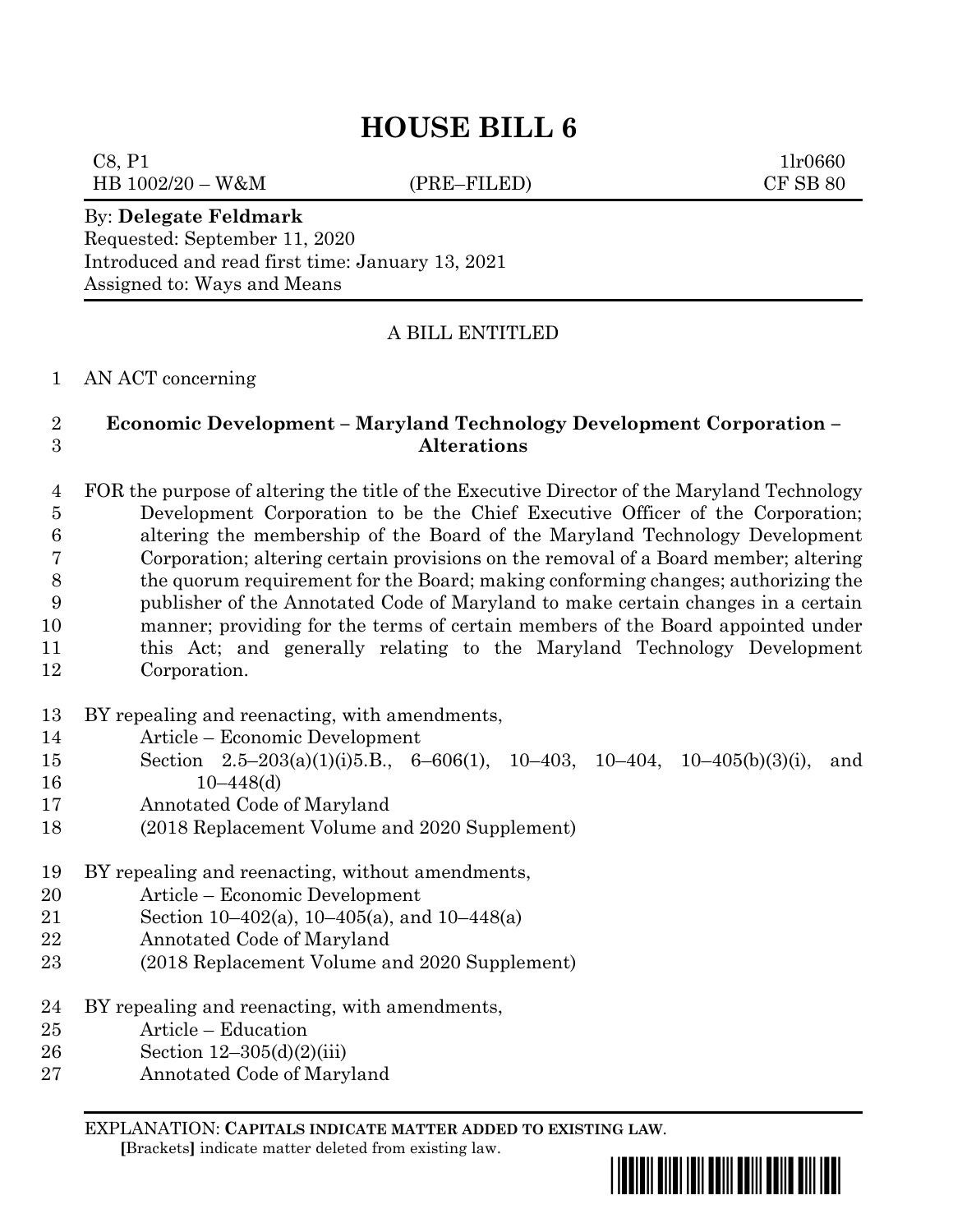# HOUSE BILL 6

C8, P1 1lr0660
HB 1002/20 – W&M (PRE–FILED) CF SB 80

By: **Delegate Feldmark**
Requested: September 11, 2020
Introduced and read first time: January 13, 2021
Assigned to: Ways and Means

A BILL ENTITLED

1 AN ACT concerning

2 **Economic Development – Maryland Technology Development Corporation –**
3 **Alterations**

4 FOR the purpose of altering the title of the Executive Director of the Maryland Technology
5 Development Corporation to be the Chief Executive Officer of the Corporation;
6 altering the membership of the Board of the Maryland Technology Development
7 Corporation; altering certain provisions on the removal of a Board member; altering
8 the quorum requirement for the Board; making conforming changes; authorizing the
9 publisher of the Annotated Code of Maryland to make certain changes in a certain
10 manner; providing for the terms of certain members of the Board appointed under
11 this Act; and generally relating to the Maryland Technology Development
12 Corporation.

13 BY repealing and reenacting, with amendments,
14 Article – Economic Development
15 Section 2.5–203(a)(1)(i)5.B., 6–606(1), 10–403, 10–404, 10–405(b)(3)(i), and
16 10–448(d)
17 Annotated Code of Maryland
18 (2018 Replacement Volume and 2020 Supplement)

19 BY repealing and reenacting, without amendments,
20 Article – Economic Development
21 Section 10–402(a), 10–405(a), and 10–448(a)
22 Annotated Code of Maryland
23 (2018 Replacement Volume and 2020 Supplement)

24 BY repealing and reenacting, with amendments,
25 Article – Education
26 Section 12–305(d)(2)(iii)
27 Annotated Code of Maryland

EXPLANATION: **CAPITALS INDICATE MATTER ADDED TO EXISTING LAW.**
**[**Brackets**]** indicate matter deleted from existing law.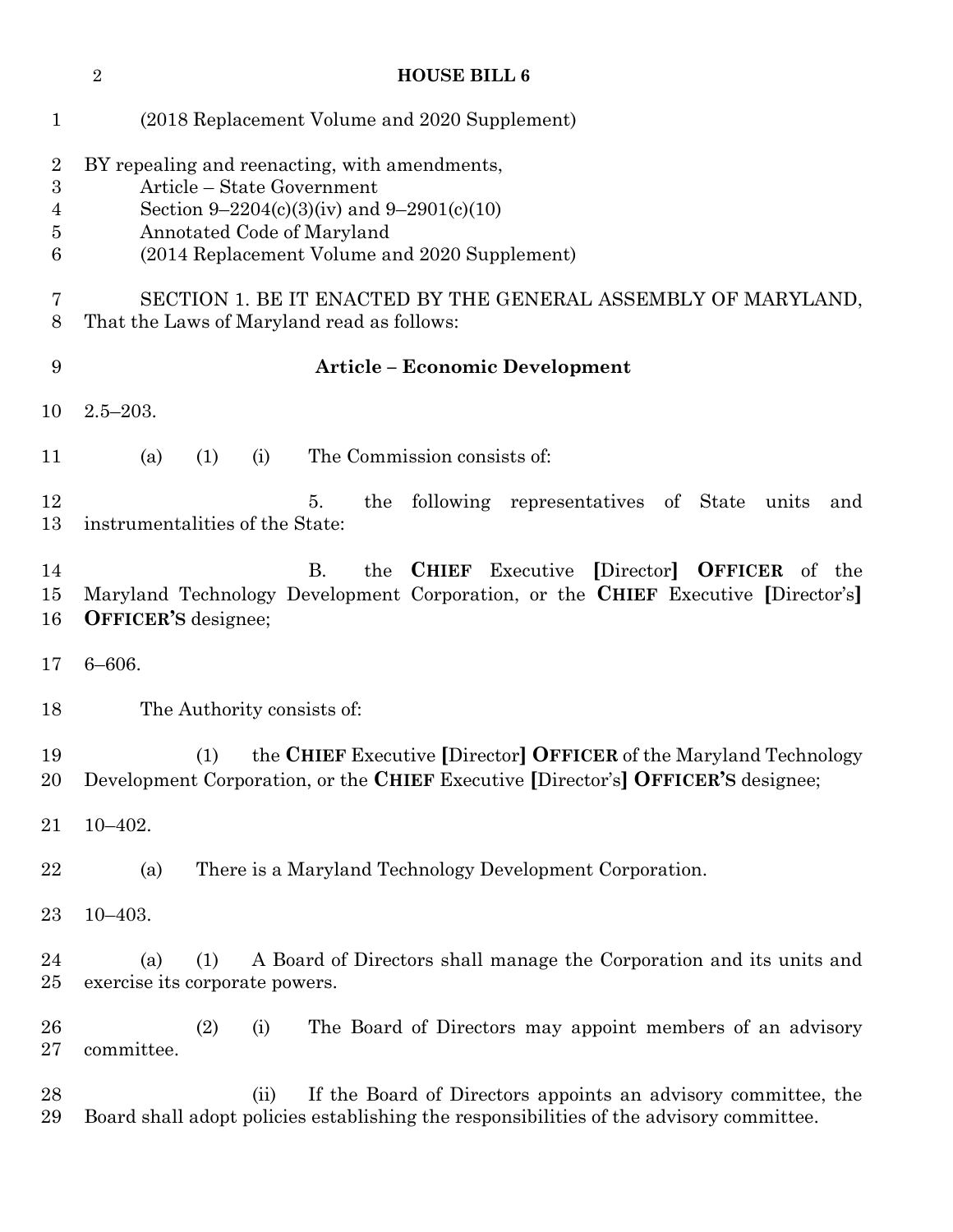(2018 Replacement Volume and 2020 Supplement)

BY repealing and reenacting, with amendments,
Article – State Government
Section 9–2204(c)(3)(iv) and 9–2901(c)(10)
Annotated Code of Maryland
(2014 Replacement Volume and 2020 Supplement)

SECTION 1. BE IT ENACTED BY THE GENERAL ASSEMBLY OF MARYLAND, That the Laws of Maryland read as follows:

**Article – Economic Development**

2.5–203.

(a) (1) (i) The Commission consists of:

5. the following representatives of State units and instrumentalities of the State:

B. the **CHIEF** Executive **[**Director**]** **OFFICER** of the Maryland Technology Development Corporation, or the **CHIEF** Executive **[**Director's**]** **OFFICER'S** designee;

6–606.

The Authority consists of:

(1) the **CHIEF** Executive **[**Director**]** **OFFICER** of the Maryland Technology Development Corporation, or the **CHIEF** Executive **[**Director's**]** **OFFICER'S** designee;

10–402.

(a) There is a Maryland Technology Development Corporation.

10–403.

(a) (1) A Board of Directors shall manage the Corporation and its units and exercise its corporate powers.

(2) (i) The Board of Directors may appoint members of an advisory committee.

(ii) If the Board of Directors appoints an advisory committee, the Board shall adopt policies establishing the responsibilities of the advisory committee.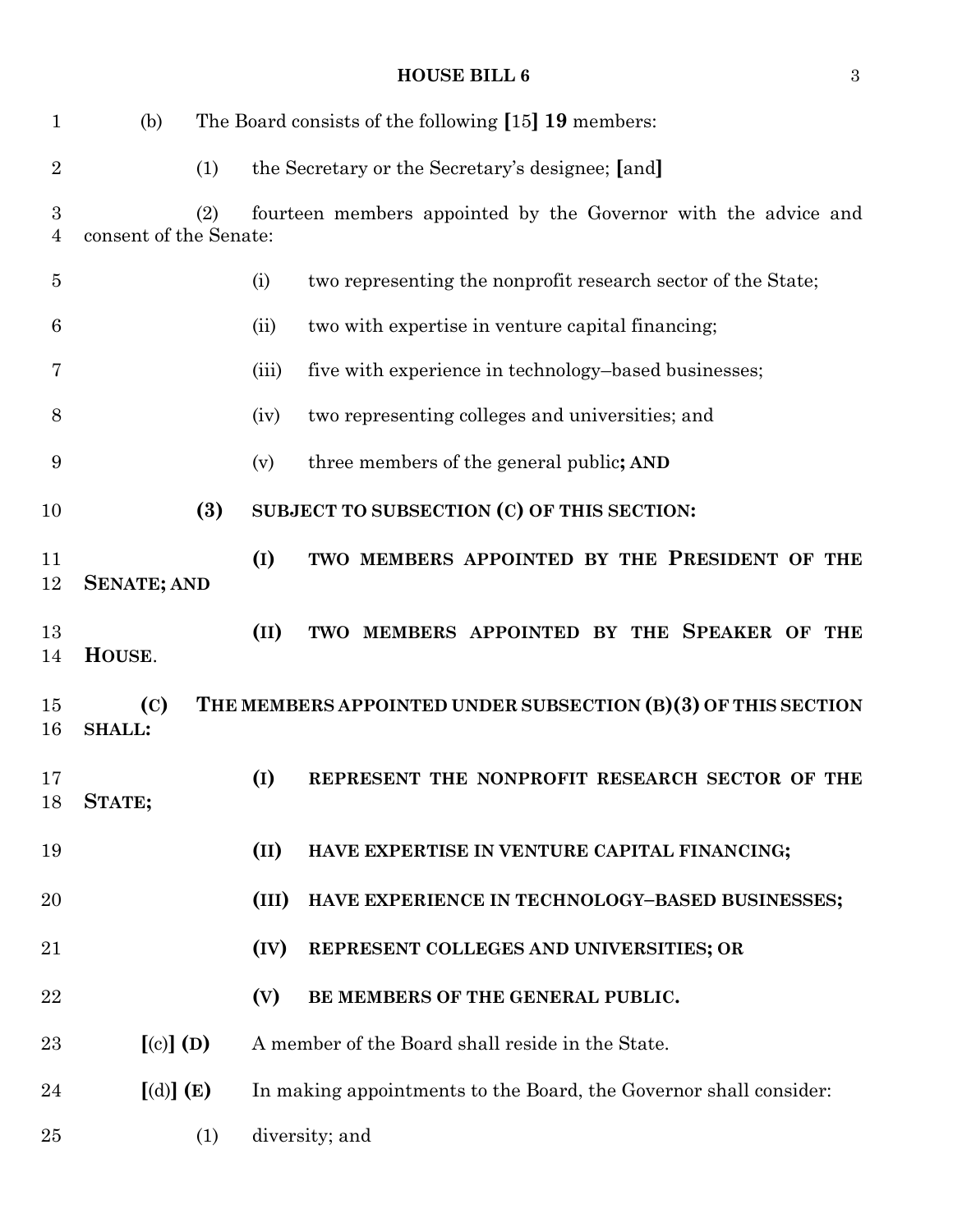(b) The Board consists of the following [15] **19** members:

(1) the Secretary or the Secretary's designee; [and]

(2) fourteen members appointed by the Governor with the advice and consent of the Senate:

(i) two representing the nonprofit research sector of the State;

(ii) two with expertise in venture capital financing;

(iii) five with experience in technology–based businesses;

(iv) two representing colleges and universities; and

(v) three members of the general public**; AND**

**(3) SUBJECT TO SUBSECTION (C) OF THIS SECTION:**

**(I) TWO MEMBERS APPOINTED BY THE PRESIDENT OF THE SENATE; AND**

**(II) TWO MEMBERS APPOINTED BY THE SPEAKER OF THE HOUSE.**

**(C) THE MEMBERS APPOINTED UNDER SUBSECTION (B)(3) OF THIS SECTION SHALL:**

**(I) REPRESENT THE NONPROFIT RESEARCH SECTOR OF THE STATE;**

**(II) HAVE EXPERTISE IN VENTURE CAPITAL FINANCING;**

**(III) HAVE EXPERIENCE IN TECHNOLOGY–BASED BUSINESSES;**

**(IV) REPRESENT COLLEGES AND UNIVERSITIES; OR**

**(V) BE MEMBERS OF THE GENERAL PUBLIC.**

[(c)] **(D)** A member of the Board shall reside in the State.

[(d)] **(E)** In making appointments to the Board, the Governor shall consider:

(1) diversity; and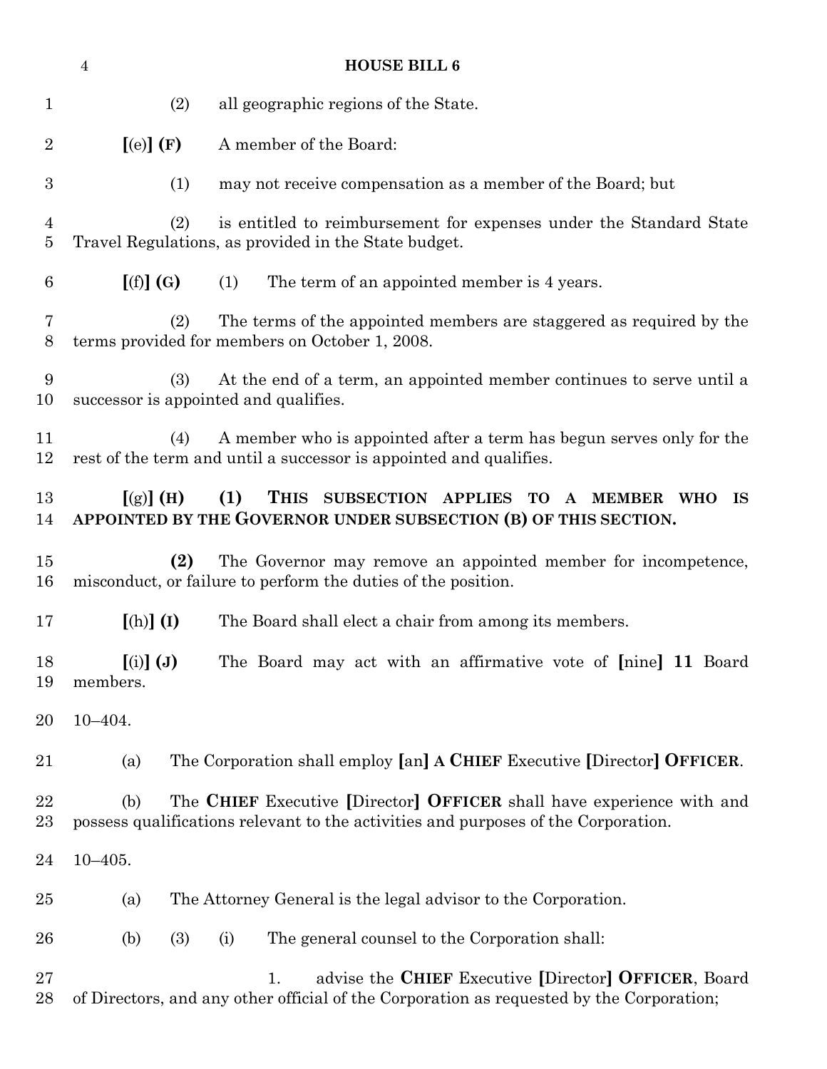(2) all geographic regions of the State.

**[**(e)**] (F)** A member of the Board:

(1) may not receive compensation as a member of the Board; but

(2) is entitled to reimbursement for expenses under the Standard State Travel Regulations, as provided in the State budget.

**[**(f)**] (G)** (1) The term of an appointed member is 4 years.

(2) The terms of the appointed members are staggered as required by the terms provided for members on October 1, 2008.

(3) At the end of a term, an appointed member continues to serve until a successor is appointed and qualifies.

(4) A member who is appointed after a term has begun serves only for the rest of the term and until a successor is appointed and qualifies.

**[**(g)**] (H) (1) THIS SUBSECTION APPLIES TO A MEMBER WHO IS APPOINTED BY THE GOVERNOR UNDER SUBSECTION (B) OF THIS SECTION.**

**(2)** The Governor may remove an appointed member for incompetence, misconduct, or failure to perform the duties of the position.

**[**(h)**] (I)** The Board shall elect a chair from among its members.

**[**(i)**] (J)** The Board may act with an affirmative vote of **[**nine**] 11** Board members.

10–404.

(a) The Corporation shall employ **[**an**] A CHIEF** Executive **[**Director**] OFFICER**.

(b) The **CHIEF** Executive **[**Director**] OFFICER** shall have experience with and possess qualifications relevant to the activities and purposes of the Corporation.

10–405.

(a) The Attorney General is the legal advisor to the Corporation.

(b) (3) (i) The general counsel to the Corporation shall:

1. advise the **CHIEF** Executive **[**Director**] OFFICER**, Board of Directors, and any other official of the Corporation as requested by the Corporation;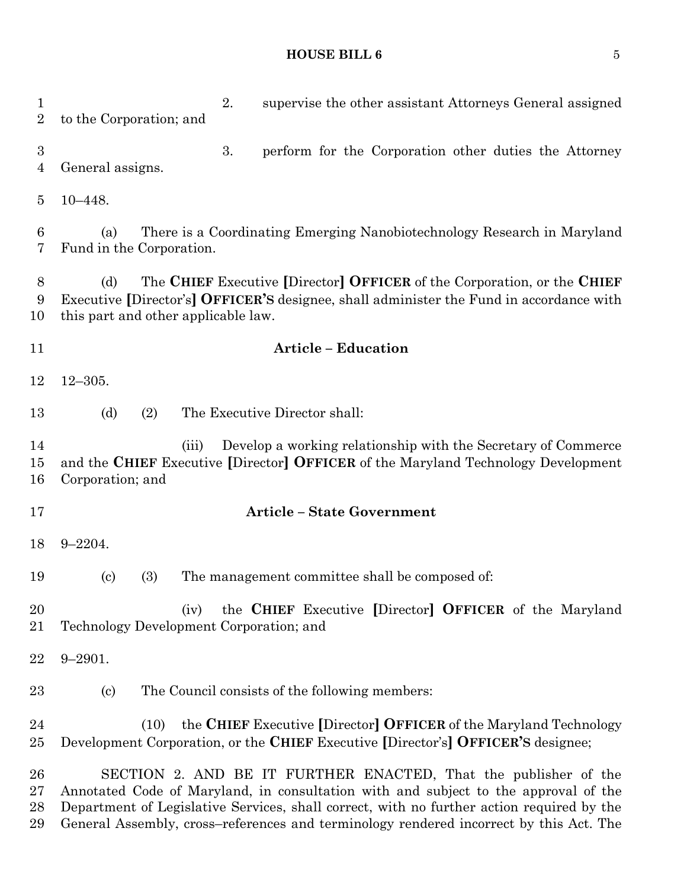2. supervise the other assistant Attorneys General assigned to the Corporation; and

3. perform for the Corporation other duties the Attorney General assigns.

10–448.

(a) There is a Coordinating Emerging Nanobiotechnology Research in Maryland Fund in the Corporation.

(d) The **CHIEF** Executive **[**Director**]** **OFFICER** of the Corporation, or the **CHIEF** Executive **[**Director's**]** **OFFICER'S** designee, shall administer the Fund in accordance with this part and other applicable law.

## Article – Education

12–305.

(d) (2) The Executive Director shall:

(iii) Develop a working relationship with the Secretary of Commerce and the **CHIEF** Executive **[**Director**]** **OFFICER** of the Maryland Technology Development Corporation; and

## Article – State Government

9–2204.

(c) (3) The management committee shall be composed of:

(iv) the **CHIEF** Executive **[**Director**]** **OFFICER** of the Maryland Technology Development Corporation; and

9–2901.

(c) The Council consists of the following members:

(10) the **CHIEF** Executive **[**Director**]** **OFFICER** of the Maryland Technology Development Corporation, or the **CHIEF** Executive **[**Director's**]** **OFFICER'S** designee;

SECTION 2. AND BE IT FURTHER ENACTED, That the publisher of the Annotated Code of Maryland, in consultation with and subject to the approval of the Department of Legislative Services, shall correct, with no further action required by the General Assembly, cross–references and terminology rendered incorrect by this Act. The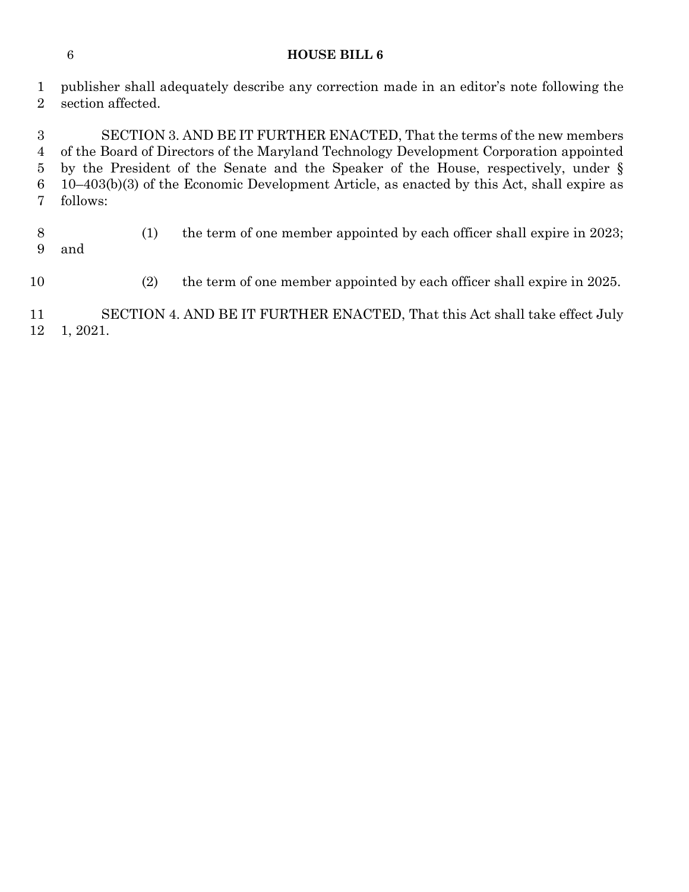publisher shall adequately describe any correction made in an editor's note following the section affected.

SECTION 3. AND BE IT FURTHER ENACTED, That the terms of the new members of the Board of Directors of the Maryland Technology Development Corporation appointed by the President of the Senate and the Speaker of the House, respectively, under § 10–403(b)(3) of the Economic Development Article, as enacted by this Act, shall expire as follows:

(1) the term of one member appointed by each officer shall expire in 2023; and

(2) the term of one member appointed by each officer shall expire in 2025.

SECTION 4. AND BE IT FURTHER ENACTED, That this Act shall take effect July 1, 2021.